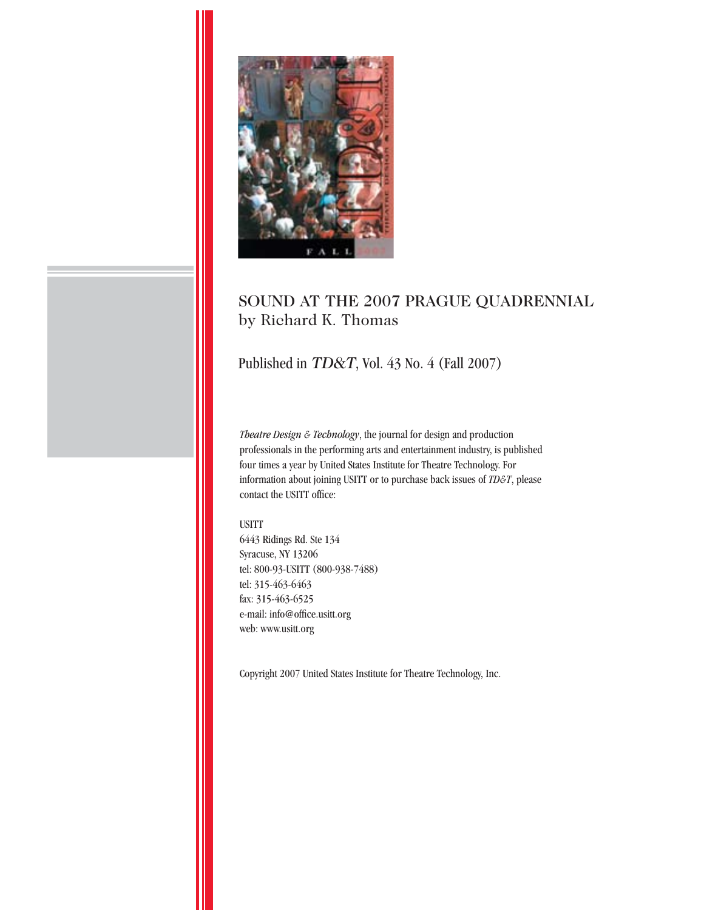# SOUND AT THE 2007 PRAGUE QUADRENNIAL

by Richard K. Thomas

Published in *TD&T*, Vol. 43 No. 4 (Fall 2007)

*Theatre Design & Technology*, the journal for design and production professionals in the performing arts and entertainment industry, is published four times a year by United States Institute for Theatre Technology. For information about joining USITT or to purchase back issues of *TD&T*, please contact the USITT office:

USITT
6443 Ridings Rd. Ste 134
Syracuse, NY 13206
tel: 800-93-USITT (800-938-7488)
tel: 315-463-6463
fax: 315-463-6525
e-mail: info@office.usitt.org
web: www.usitt.org

Copyright 2007 United States Institute for Theatre Technology, Inc.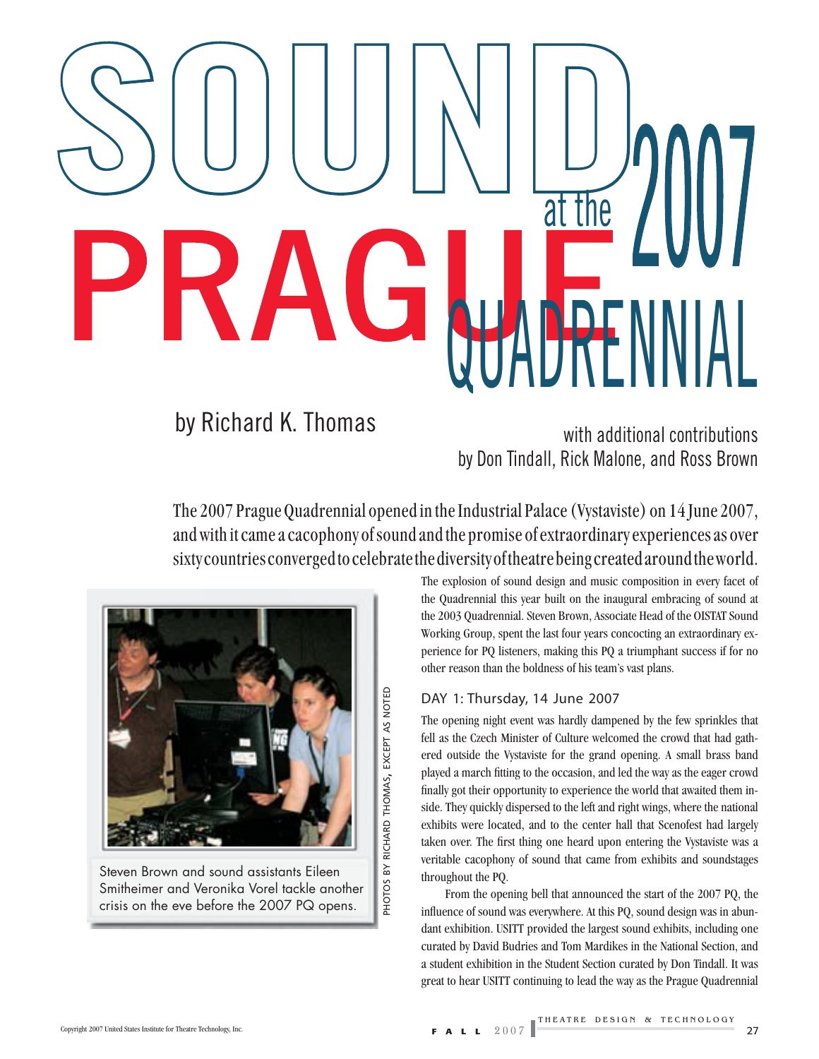# SOUND at the PRAGUE 2007 QUADRENNIAL

by Richard K. Thomas

with additional contributions by Don Tindall, Rick Malone, and Ross Brown

The 2007 Prague Quadrennial opened in the Industrial Palace (Vystaviste) on 14 June 2007, and with it came a cacophony of sound and the promise of extraordinary experiences as over sixty countries converged to celebrate the diversity of theatre being created around the world.

Steven Brown and sound assistants Eileen Smitheimer and Veronika Vorel tackle another crisis on the eve before the 2007 PQ opens.

PHOTOS BY RICHARD THOMAS, EXCEPT AS NOTED

The explosion of sound design and music composition in every facet of the Quadrennial this year built on the inaugural embracing of sound at the 2003 Quadrennial. Steven Brown, Associate Head of the OISTAT Sound Working Group, spent the last four years concocting an extraordinary experience for PQ listeners, making this PQ a triumphant success if for no other reason than the boldness of his team's vast plans.

## DAY 1: Thursday, 14 June 2007

The opening night event was hardly dampened by the few sprinkles that fell as the Czech Minister of Culture welcomed the crowd that had gathered outside the Vystaviste for the grand opening. A small brass band played a march fitting to the occasion, and led the way as the eager crowd finally got their opportunity to experience the world that awaited them inside. They quickly dispersed to the left and right wings, where the national exhibits were located, and to the center hall that Scenofest had largely taken over. The first thing one heard upon entering the Vystaviste was a veritable cacophony of sound that came from exhibits and soundstages throughout the PQ.

From the opening bell that announced the start of the 2007 PQ, the influence of sound was everywhere. At this PQ, sound design was in abundant exhibition. USITT provided the largest sound exhibits, including one curated by David Budries and Tom Mardikes in the National Section, and a student exhibition in the Student Section curated by Don Tindall. It was great to hear USITT continuing to lead the way as the Prague Quadrennial

Copyright 2007 United States Institute for Theatre Technology, Inc.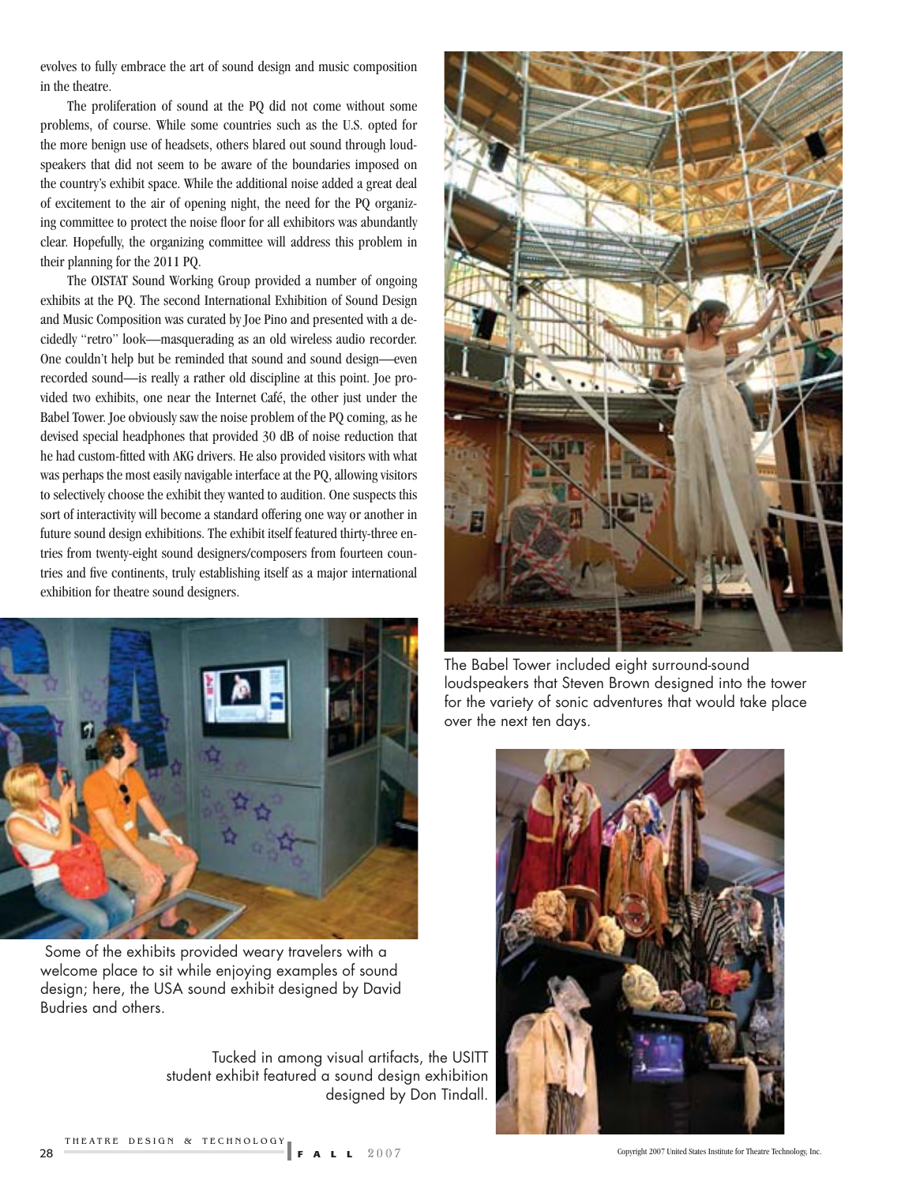evolves to fully embrace the art of sound design and music composition in the theatre.

The proliferation of sound at the PQ did not come without some problems, of course. While some countries such as the U.S. opted for the more benign use of headsets, others blared out sound through loudspeakers that did not seem to be aware of the boundaries imposed on the country's exhibit space. While the additional noise added a great deal of excitement to the air of opening night, the need for the PQ organizing committee to protect the noise floor for all exhibitors was abundantly clear. Hopefully, the organizing committee will address this problem in their planning for the 2011 PQ.

The OISTAT Sound Working Group provided a number of ongoing exhibits at the PQ. The second International Exhibition of Sound Design and Music Composition was curated by Joe Pino and presented with a decidedly "retro" look—masquerading as an old wireless audio recorder. One couldn't help but be reminded that sound and sound design—even recorded sound—is really a rather old discipline at this point. Joe provided two exhibits, one near the Internet Café, the other just under the Babel Tower. Joe obviously saw the noise problem of the PQ coming, as he devised special headphones that provided 30 dB of noise reduction that he had custom-fitted with AKG drivers. He also provided visitors with what was perhaps the most easily navigable interface at the PQ, allowing visitors to selectively choose the exhibit they wanted to audition. One suspects this sort of interactivity will become a standard offering one way or another in future sound design exhibitions. The exhibit itself featured thirty-three entries from twenty-eight sound designers/composers from fourteen countries and five continents, truly establishing itself as a major international exhibition for theatre sound designers.

The Babel Tower included eight surround-sound loudspeakers that Steven Brown designed into the tower for the variety of sonic adventures that would take place over the next ten days.

Some of the exhibits provided weary travelers with a welcome place to sit while enjoying examples of sound design; here, the USA sound exhibit designed by David Budries and others.

Tucked in among visual artifacts, the USITT student exhibit featured a sound design exhibition designed by Don Tindall.

Copyright 2007 United States Institute for Theatre Technology, Inc.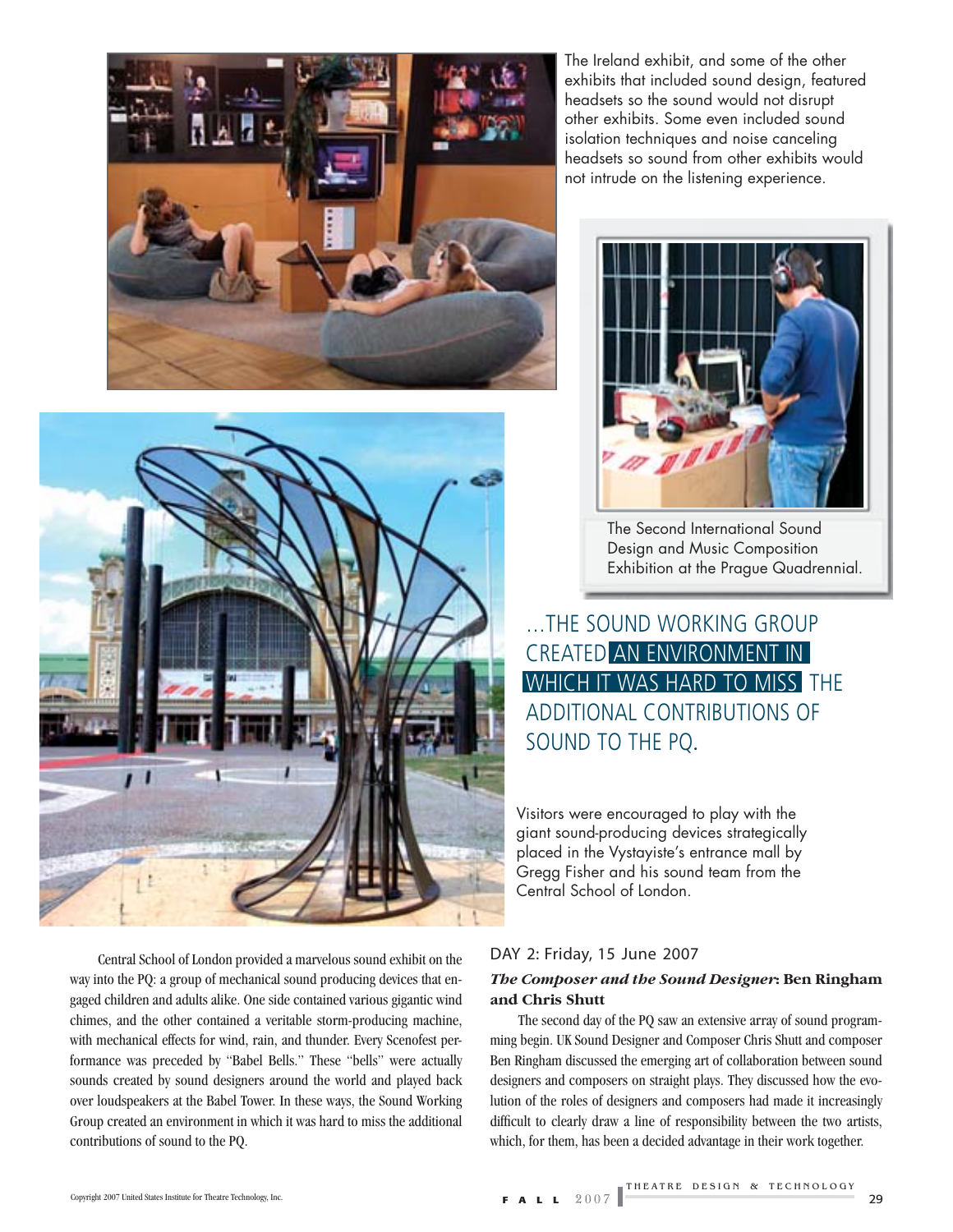The Ireland exhibit, and some of the other exhibits that included sound design, featured headsets so the sound would not disrupt other exhibits. Some even included sound isolation techniques and noise canceling headsets so sound from other exhibits would not intrude on the listening experience.

The Second International Sound Design and Music Composition Exhibition at the Prague Quadrennial.

…THE SOUND WORKING GROUP CREATED AN ENVIRONMENT IN WHICH IT WAS HARD TO MISS THE ADDITIONAL CONTRIBUTIONS OF SOUND TO THE PQ.

Visitors were encouraged to play with the giant sound-producing devices strategically placed in the Vystayiste's entrance mall by Gregg Fisher and his sound team from the Central School of London.

Central School of London provided a marvelous sound exhibit on the way into the PQ: a group of mechanical sound producing devices that engaged children and adults alike. One side contained various gigantic wind chimes, and the other contained a veritable storm-producing machine, with mechanical effects for wind, rain, and thunder. Every Scenofest performance was preceded by "Babel Bells." These "bells" were actually sounds created by sound designers around the world and played back over loudspeakers at the Babel Tower. In these ways, the Sound Working Group created an environment in which it was hard to miss the additional contributions of sound to the PQ.

## DAY 2: Friday, 15 June 2007

### *The Composer and the Sound Designer*: Ben Ringham and Chris Shutt

The second day of the PQ saw an extensive array of sound programming begin. UK Sound Designer and Composer Chris Shutt and composer Ben Ringham discussed the emerging art of collaboration between sound designers and composers on straight plays. They discussed how the evolution of the roles of designers and composers had made it increasingly difficult to clearly draw a line of responsibility between the two artists, which, for them, has been a decided advantage in their work together.

Copyright 2007 United States Institute for Theatre Technology, Inc.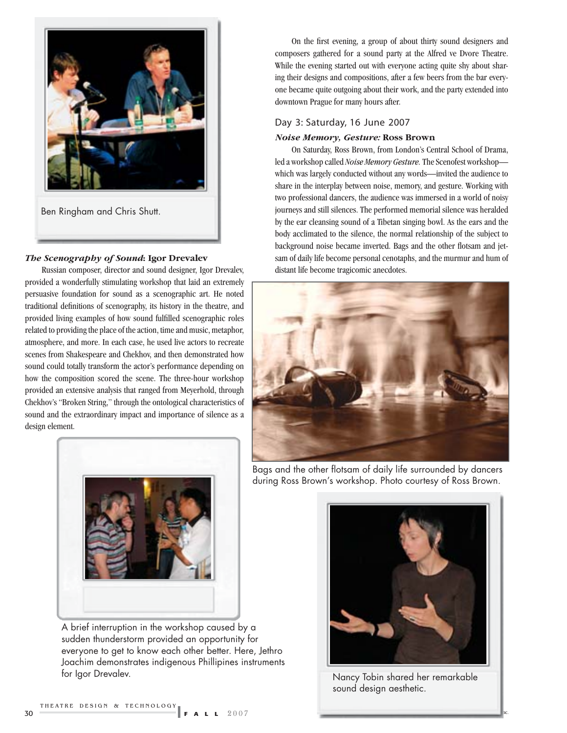Ben Ringham and Chris Shutt.

### *The Scenography of Sound*: Igor Drevalev

Russian composer, director and sound designer, Igor Drevalev, provided a wonderfully stimulating workshop that laid an extremely persuasive foundation for sound as a scenographic art. He noted traditional definitions of scenography, its history in the theatre, and provided living examples of how sound fulfilled scenographic roles related to providing the place of the action, time and music, metaphor, atmosphere, and more. In each case, he used live actors to recreate scenes from Shakespeare and Chekhov, and then demonstrated how sound could totally transform the actor's performance depending on how the composition scored the scene. The three-hour workshop provided an extensive analysis that ranged from Meyerhold, through Chekhov's "Broken String," through the ontological characteristics of sound and the extraordinary impact and importance of silence as a design element.

A brief interruption in the workshop caused by a sudden thunderstorm provided an opportunity for everyone to get to know each other better. Here, Jethro Joachim demonstrates indigenous Phillipines instruments for Igor Drevalev.

On the first evening, a group of about thirty sound designers and composers gathered for a sound party at the Alfred ve Dvore Theatre. While the evening started out with everyone acting quite shy about sharing their designs and compositions, after a few beers from the bar everyone became quite outgoing about their work, and the party extended into downtown Prague for many hours after.

## Day 3: Saturday, 16 June 2007

### *Noise Memory, Gesture:* Ross Brown

On Saturday, Ross Brown, from London's Central School of Drama, led a workshop called *Noise Memory Gesture.* The Scenofest workshop—which was largely conducted without any words—invited the audience to share in the interplay between noise, memory, and gesture. Working with two professional dancers, the audience was immersed in a world of noisy journeys and still silences. The performed memorial silence was heralded by the ear cleansing sound of a Tibetan singing bowl. As the ears and the body acclimated to the silence, the normal relationship of the subject to background noise became inverted. Bags and the other flotsam and jetsam of daily life become personal cenotaphs, and the murmur and hum of distant life become tragicomic anecdotes.

Bags and the other flotsam of daily life surrounded by dancers during Ross Brown's workshop. Photo courtesy of Ross Brown.

Nancy Tobin shared her remarkable sound design aesthetic.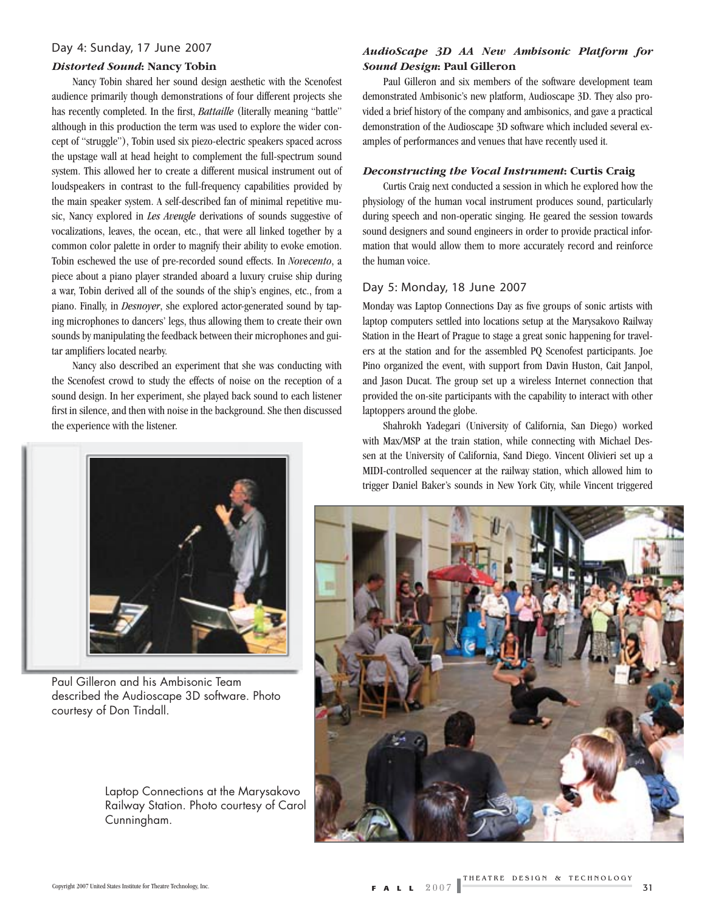## Day 4: Sunday, 17 June 2007

### *Distorted Sound*: Nancy Tobin

Nancy Tobin shared her sound design aesthetic with the Scenofest audience primarily though demonstrations of four different projects she has recently completed. In the first, *Battaille* (literally meaning "battle" although in this production the term was used to explore the wider concept of "struggle"), Tobin used six piezo-electric speakers spaced across the upstage wall at head height to complement the full-spectrum sound system. This allowed her to create a different musical instrument out of loudspeakers in contrast to the full-frequency capabilities provided by the main speaker system. A self-described fan of minimal repetitive music, Nancy explored in *Les Aveugle* derivations of sounds suggestive of vocalizations, leaves, the ocean, etc., that were all linked together by a common color palette in order to magnify their ability to evoke emotion. Tobin eschewed the use of pre-recorded sound effects. In *Novecento*, a piece about a piano player stranded aboard a luxury cruise ship during a war, Tobin derived all of the sounds of the ship's engines, etc., from a piano. Finally, in *Desnoyer*, she explored actor-generated sound by taping microphones to dancers' legs, thus allowing them to create their own sounds by manipulating the feedback between their microphones and guitar amplifiers located nearby.

Nancy also described an experiment that she was conducting with the Scenofest crowd to study the effects of noise on the reception of a sound design. In her experiment, she played back sound to each listener first in silence, and then with noise in the background. She then discussed the experience with the listener.

Paul Gilleron and his Ambisonic Team described the Audioscape 3D software. Photo courtesy of Don Tindall.

### *AudioScape 3D AA New Ambisonic Platform for Sound Design*: Paul Gilleron

Paul Gilleron and six members of the software development team demonstrated Ambisonic's new platform, Audioscape 3D. They also provided a brief history of the company and ambisonics, and gave a practical demonstration of the Audioscape 3D software which included several examples of performances and venues that have recently used it.

### *Deconstructing the Vocal Instrument*: Curtis Craig

Curtis Craig next conducted a session in which he explored how the physiology of the human vocal instrument produces sound, particularly during speech and non-operatic singing. He geared the session towards sound designers and sound engineers in order to provide practical information that would allow them to more accurately record and reinforce the human voice.

## Day 5: Monday, 18 June 2007

Monday was Laptop Connections Day as five groups of sonic artists with laptop computers settled into locations setup at the Marysakovo Railway Station in the Heart of Prague to stage a great sonic happening for travelers at the station and for the assembled PQ Scenofest participants. Joe Pino organized the event, with support from Davin Huston, Cait Janpol, and Jason Ducat. The group set up a wireless Internet connection that provided the on-site participants with the capability to interact with other laptoppers around the globe.

Shahrokh Yadegari (University of California, San Diego) worked with Max/MSP at the train station, while connecting with Michael Dessen at the University of California, Sand Diego. Vincent Olivieri set up a MIDI-controlled sequencer at the railway station, which allowed him to trigger Daniel Baker's sounds in New York City, while Vincent triggered

Laptop Connections at the Marysakovo Railway Station. Photo courtesy of Carol Cunningham.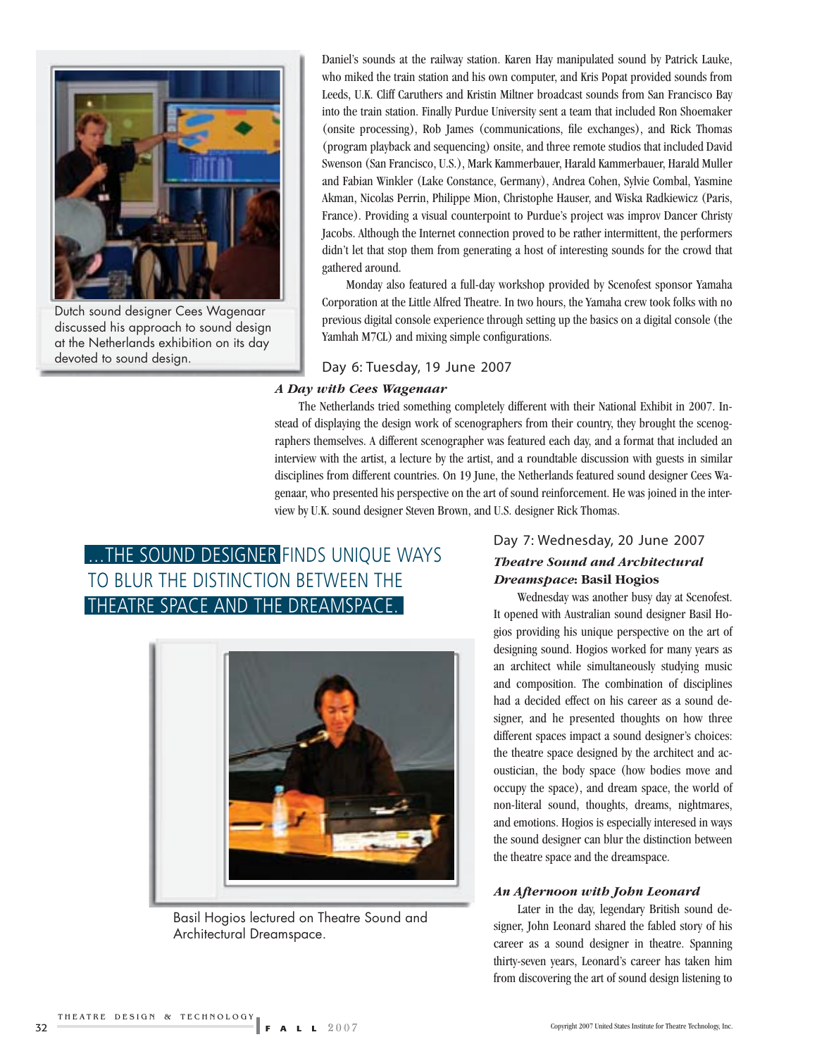Dutch sound designer Cees Wagenaar discussed his approach to sound design at the Netherlands exhibition on its day devoted to sound design.

Daniel's sounds at the railway station. Karen Hay manipulated sound by Patrick Lauke, who miked the train station and his own computer, and Kris Popat provided sounds from Leeds, U.K. Cliff Caruthers and Kristin Miltner broadcast sounds from San Francisco Bay into the train station. Finally Purdue University sent a team that included Ron Shoemaker (onsite processing), Rob James (communications, file exchanges), and Rick Thomas (program playback and sequencing) onsite, and three remote studios that included David Swenson (San Francisco, U.S.), Mark Kammerbauer, Harald Kammerbauer, Harald Muller and Fabian Winkler (Lake Constance, Germany), Andrea Cohen, Sylvie Combal, Yasmine Akman, Nicolas Perrin, Philippe Mion, Christophe Hauser, and Wiska Radkiewicz (Paris, France). Providing a visual counterpoint to Purdue's project was improv Dancer Christy Jacobs. Although the Internet connection proved to be rather intermittent, the performers didn't let that stop them from generating a host of interesting sounds for the crowd that gathered around.

Monday also featured a full-day workshop provided by Scenofest sponsor Yamaha Corporation at the Little Alfred Theatre. In two hours, the Yamaha crew took folks with no previous digital console experience through setting up the basics on a digital console (the Yamhah M7CL) and mixing simple configurations.

## Day 6: Tuesday, 19 June 2007

### *A Day with Cees Wagenaar*

The Netherlands tried something completely different with their National Exhibit in 2007. Instead of displaying the design work of scenographers from their country, they brought the scenographers themselves. A different scenographer was featured each day, and a format that included an interview with the artist, a lecture by the artist, and a roundtable discussion with guests in similar disciplines from different countries. On 19 June, the Netherlands featured sound designer Cees Wagenaar, who presented his perspective on the art of sound reinforcement. He was joined in the interview by U.K. sound designer Steven Brown, and U.S. designer Rick Thomas.

> ...THE SOUND DESIGNER FINDS UNIQUE WAYS TO BLUR THE DISTINCTION BETWEEN THE THEATRE SPACE AND THE DREAMSPACE.

Basil Hogios lectured on Theatre Sound and Architectural Dreamspace.

## Day 7: Wednesday, 20 June 2007

### *Theatre Sound and Architectural Dreamspace*: Basil Hogios

Wednesday was another busy day at Scenofest. It opened with Australian sound designer Basil Hogios providing his unique perspective on the art of designing sound. Hogios worked for many years as an architect while simultaneously studying music and composition. The combination of disciplines had a decided effect on his career as a sound designer, and he presented thoughts on how three different spaces impact a sound designer's choices: the theatre space designed by the architect and acoustician, the body space (how bodies move and occupy the space), and dream space, the world of non-literal sound, thoughts, dreams, nightmares, and emotions. Hogios is especially interesed in ways the sound designer can blur the distinction between the theatre space and the dreamspace.

### *An Afternoon with John Leonard*

Later in the day, legendary British sound designer, John Leonard shared the fabled story of his career as a sound designer in theatre. Spanning thirty-seven years, Leonard's career has taken him from discovering the art of sound design listening to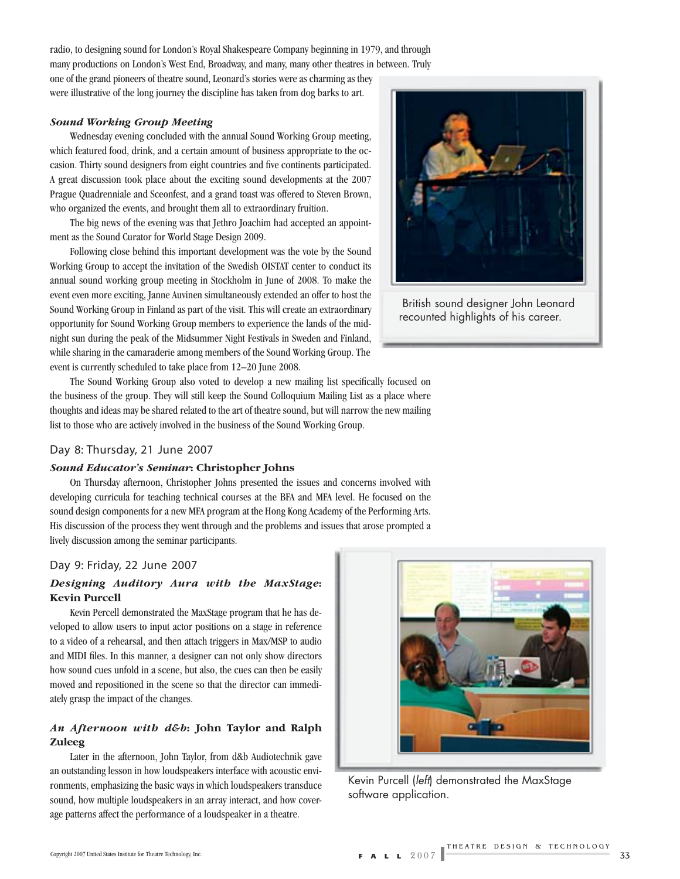radio, to designing sound for London's Royal Shakespeare Company beginning in 1979, and through many productions on London's West End, Broadway, and many, many other theatres in between. Truly one of the grand pioneers of theatre sound, Leonard's stories were as charming as they were illustrative of the long journey the discipline has taken from dog barks to art.

### *Sound Working Group Meeting*

Wednesday evening concluded with the annual Sound Working Group meeting, which featured food, drink, and a certain amount of business appropriate to the occasion. Thirty sound designers from eight countries and five continents participated. A great discussion took place about the exciting sound developments at the 2007 Prague Quadrenniale and Sceonfest, and a grand toast was offered to Steven Brown, who organized the events, and brought them all to extraordinary fruition.

The big news of the evening was that Jethro Joachim had accepted an appointment as the Sound Curator for World Stage Design 2009.

Following close behind this important development was the vote by the Sound Working Group to accept the invitation of the Swedish OISTAT center to conduct its annual sound working group meeting in Stockholm in June of 2008. To make the event even more exciting, Janne Auvinen simultaneously extended an offer to host the Sound Working Group in Finland as part of the visit. This will create an extraordinary opportunity for Sound Working Group members to experience the lands of the midnight sun during the peak of the Midsummer Night Festivals in Sweden and Finland, while sharing in the camaraderie among members of the Sound Working Group. The event is currently scheduled to take place from 12–20 June 2008.

British sound designer John Leonard recounted highlights of his career.

The Sound Working Group also voted to develop a new mailing list specifically focused on the business of the group. They will still keep the Sound Colloquium Mailing List as a place where thoughts and ideas may be shared related to the art of theatre sound, but will narrow the new mailing list to those who are actively involved in the business of the Sound Working Group.

## Day 8: Thursday, 21 June 2007

### *Sound Educator's Seminar*: Christopher Johns

On Thursday afternoon, Christopher Johns presented the issues and concerns involved with developing curricula for teaching technical courses at the BFA and MFA level. He focused on the sound design components for a new MFA program at the Hong Kong Academy of the Performing Arts. His discussion of the process they went through and the problems and issues that arose prompted a lively discussion among the seminar participants.

## Day 9: Friday, 22 June 2007

### *Designing Auditory Aura with the MaxStage*: Kevin Purcell

Kevin Purcell demonstrated the MaxStage program that he has developed to allow users to input actor positions on a stage in reference to a video of a rehearsal, and then attach triggers in Max/MSP to audio and MIDI files. In this manner, a designer can not only show directors how sound cues unfold in a scene, but also, the cues can then be easily moved and repositioned in the scene so that the director can immediately grasp the impact of the changes.

Kevin Purcell (*left*) demonstrated the MaxStage software application.

### *An Afternoon with d&b*: John Taylor and Ralph Zuleeg

Later in the afternoon, John Taylor, from d&b Audiotechnik gave an outstanding lesson in how loudspeakers interface with acoustic environments, emphasizing the basic ways in which loudspeakers transduce sound, how multiple loudspeakers in an array interact, and how coverage patterns affect the performance of a loudspeaker in a theatre.

Copyright 2007 United States Institute for Theatre Technology, Inc.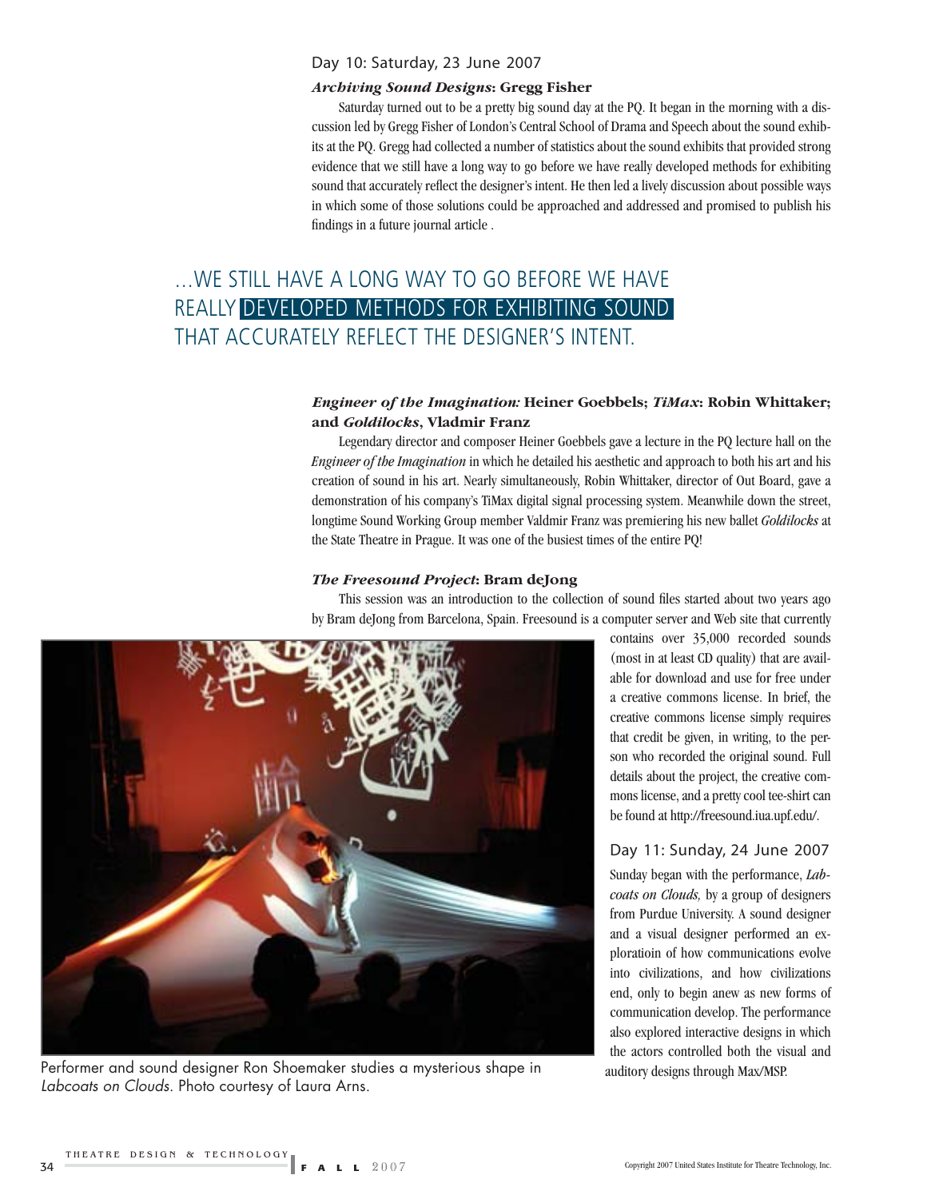## Day 10: Saturday, 23 June 2007

### *Archiving Sound Designs*: Gregg Fisher

Saturday turned out to be a pretty big sound day at the PQ. It began in the morning with a discussion led by Gregg Fisher of London's Central School of Drama and Speech about the sound exhibits at the PQ. Gregg had collected a number of statistics about the sound exhibits that provided strong evidence that we still have a long way to go before we have really developed methods for exhibiting sound that accurately reflect the designer's intent. He then led a lively discussion about possible ways in which some of those solutions could be approached and addressed and promised to publish his findings in a future journal article .

…WE STILL HAVE A LONG WAY TO GO BEFORE WE HAVE REALLY DEVELOPED METHODS FOR EXHIBITING SOUND THAT ACCURATELY REFLECT THE DESIGNER'S INTENT.

### *Engineer of the Imagination:* Heiner Goebbels; *TiMax*: Robin Whittaker; and *Goldilocks*, Vladmir Franz

Legendary director and composer Heiner Goebbels gave a lecture in the PQ lecture hall on the *Engineer of the Imagination* in which he detailed his aesthetic and approach to both his art and his creation of sound in his art. Nearly simultaneously, Robin Whittaker, director of Out Board, gave a demonstration of his company's TiMax digital signal processing system. Meanwhile down the street, longtime Sound Working Group member Valdmir Franz was premiering his new ballet *Goldilocks* at the State Theatre in Prague. It was one of the busiest times of the entire PQ!

### *The Freesound Project*: Bram deJong

This session was an introduction to the collection of sound files started about two years ago by Bram deJong from Barcelona, Spain. Freesound is a computer server and Web site that currently contains over 35,000 recorded sounds (most in at least CD quality) that are available for download and use for free under a creative commons license. In brief, the creative commons license simply requires that credit be given, in writing, to the person who recorded the original sound. Full details about the project, the creative commons license, and a pretty cool tee-shirt can be found at http://freesound.iua.upf.edu/.

Performer and sound designer Ron Shoemaker studies a mysterious shape in *Labcoats on Clouds*. Photo courtesy of Laura Arns.

## Day 11: Sunday, 24 June 2007

Sunday began with the performance, *Labcoats on Clouds,* by a group of designers from Purdue University. A sound designer and a visual designer performed an exploratioin of how communications evolve into civilizations, and how civilizations end, only to begin anew as new forms of communication develop. The performance also explored interactive designs in which the actors controlled both the visual and auditory designs through Max/MSP.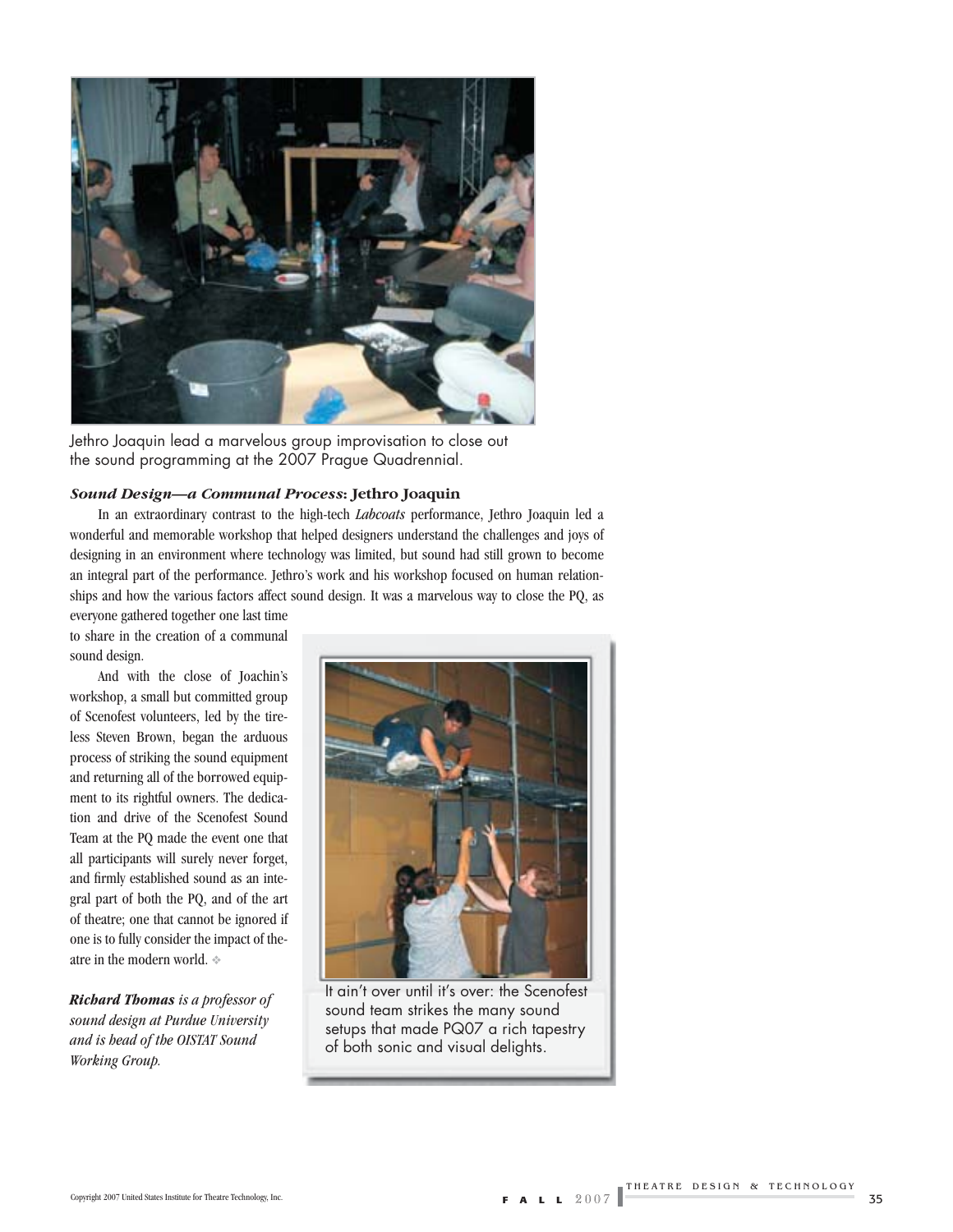Jethro Joaquin lead a marvelous group improvisation to close out the sound programming at the 2007 Prague Quadrennial.

### *Sound Design—a Communal Process*: Jethro Joaquin

In an extraordinary contrast to the high-tech *Labcoats* performance, Jethro Joaquin led a wonderful and memorable workshop that helped designers understand the challenges and joys of designing in an environment where technology was limited, but sound had still grown to become an integral part of the performance. Jethro's work and his workshop focused on human relationships and how the various factors affect sound design. It was a marvelous way to close the PQ, as everyone gathered together one last time to share in the creation of a communal sound design.

And with the close of Joachin's workshop, a small but committed group of Scenofest volunteers, led by the tireless Steven Brown, began the arduous process of striking the sound equipment and returning all of the borrowed equipment to its rightful owners. The dedication and drive of the Scenofest Sound Team at the PQ made the event one that all participants will surely never forget, and firmly established sound as an integral part of both the PQ, and of the art of theatre; one that cannot be ignored if one is to fully consider the impact of theatre in the modern world. ❖

It ain't over until it's over: the Scenofest sound team strikes the many sound setups that made PQ07 a rich tapestry of both sonic and visual delights.

***Richard Thomas** is a professor of sound design at Purdue University and is head of the OISTAT Sound Working Group.*

Copyright 2007 United States Institute for Theatre Technology, Inc.